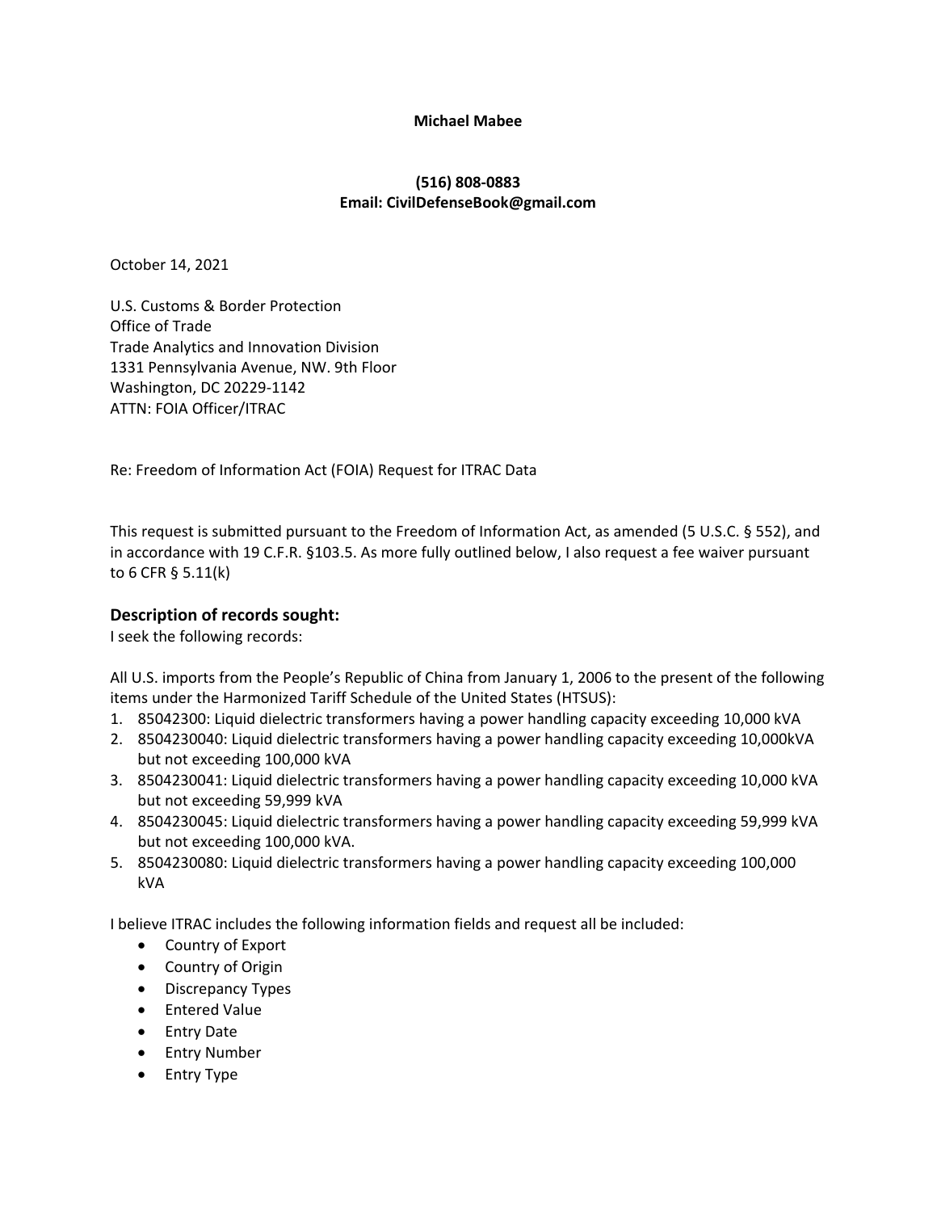**Michael Mabee**

**(516) 808-0883**
**Email: CivilDefenseBook@gmail.com**

October 14, 2021

U.S. Customs & Border Protection
Office of Trade
Trade Analytics and Innovation Division
1331 Pennsylvania Avenue, NW. 9th Floor
Washington, DC 20229-1142
ATTN: FOIA Officer/ITRAC

Re: Freedom of Information Act (FOIA) Request for ITRAC Data

This request is submitted pursuant to the Freedom of Information Act, as amended (5 U.S.C. § 552), and in accordance with 19 C.F.R. §103.5. As more fully outlined below, I also request a fee waiver pursuant to 6 CFR § 5.11(k)

## Description of records sought:

I seek the following records:

All U.S. imports from the People's Republic of China from January 1, 2006 to the present of the following items under the Harmonized Tariff Schedule of the United States (HTSUS):

1. 85042300: Liquid dielectric transformers having a power handling capacity exceeding 10,000 kVA
2. 8504230040: Liquid dielectric transformers having a power handling capacity exceeding 10,000kVA but not exceeding 100,000 kVA
3. 8504230041: Liquid dielectric transformers having a power handling capacity exceeding 10,000 kVA but not exceeding 59,999 kVA
4. 8504230045: Liquid dielectric transformers having a power handling capacity exceeding 59,999 kVA but not exceeding 100,000 kVA.
5. 8504230080: Liquid dielectric transformers having a power handling capacity exceeding 100,000 kVA

I believe ITRAC includes the following information fields and request all be included:

- Country of Export
- Country of Origin
- Discrepancy Types
- Entered Value
- Entry Date
- Entry Number
- Entry Type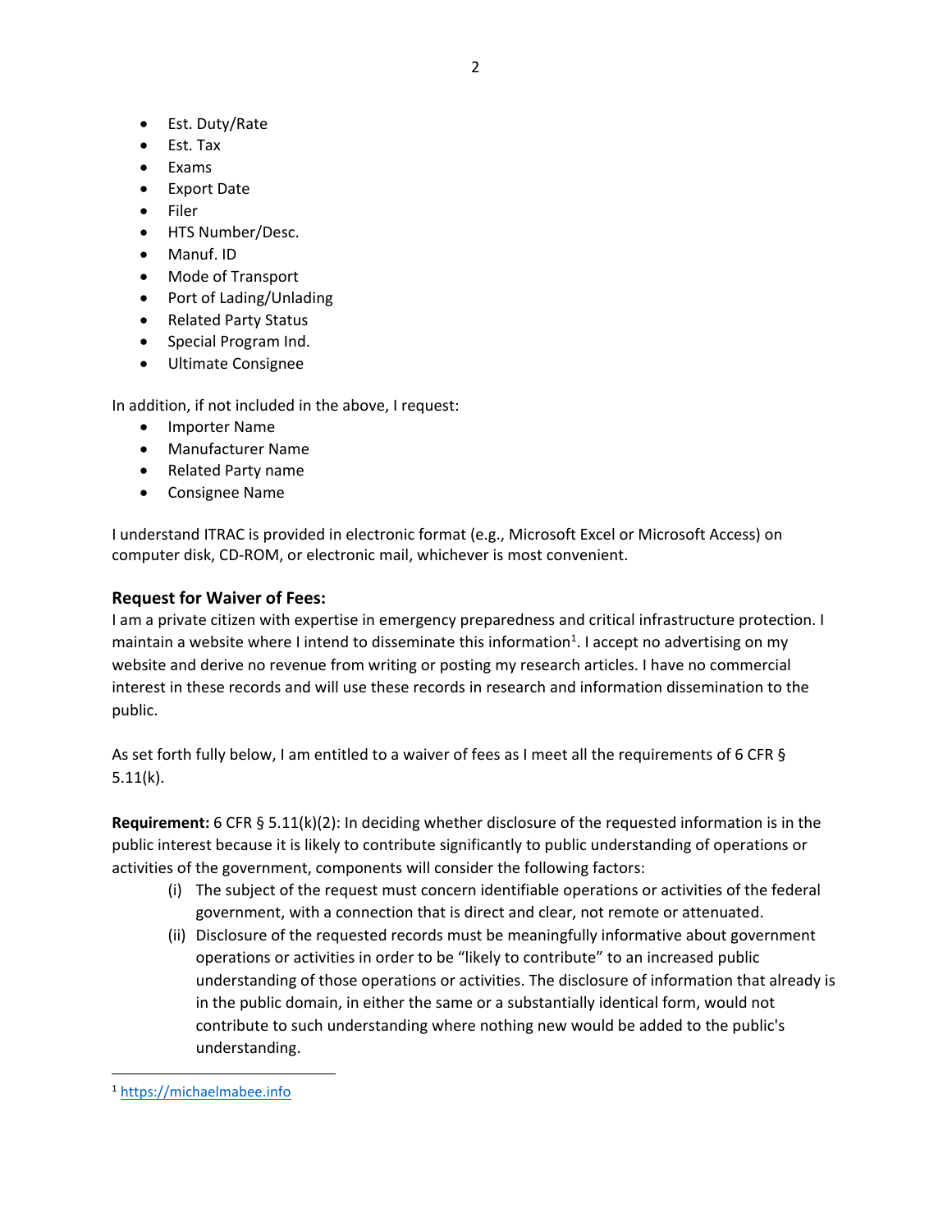- Est. Duty/Rate
- Est. Tax
- Exams
- Export Date
- Filer
- HTS Number/Desc.
- Manuf. ID
- Mode of Transport
- Port of Lading/Unlading
- Related Party Status
- Special Program Ind.
- Ultimate Consignee

In addition, if not included in the above, I request:

- Importer Name
- Manufacturer Name
- Related Party name
- Consignee Name

I understand ITRAC is provided in electronic format (e.g., Microsoft Excel or Microsoft Access) on computer disk, CD-ROM, or electronic mail, whichever is most convenient.

### Request for Waiver of Fees:

I am a private citizen with expertise in emergency preparedness and critical infrastructure protection. I maintain a website where I intend to disseminate this information[1]. I accept no advertising on my website and derive no revenue from writing or posting my research articles. I have no commercial interest in these records and will use these records in research and information dissemination to the public.

As set forth fully below, I am entitled to a waiver of fees as I meet all the requirements of 6 CFR § 5.11(k).

**Requirement:** 6 CFR § 5.11(k)(2): In deciding whether disclosure of the requested information is in the public interest because it is likely to contribute significantly to public understanding of operations or activities of the government, components will consider the following factors:

- (i) The subject of the request must concern identifiable operations or activities of the federal government, with a connection that is direct and clear, not remote or attenuated.
- (ii) Disclosure of the requested records must be meaningfully informative about government operations or activities in order to be "likely to contribute" to an increased public understanding of those operations or activities. The disclosure of information that already is in the public domain, in either the same or a substantially identical form, would not contribute to such understanding where nothing new would be added to the public's understanding.

[1] https://michaelmabee.info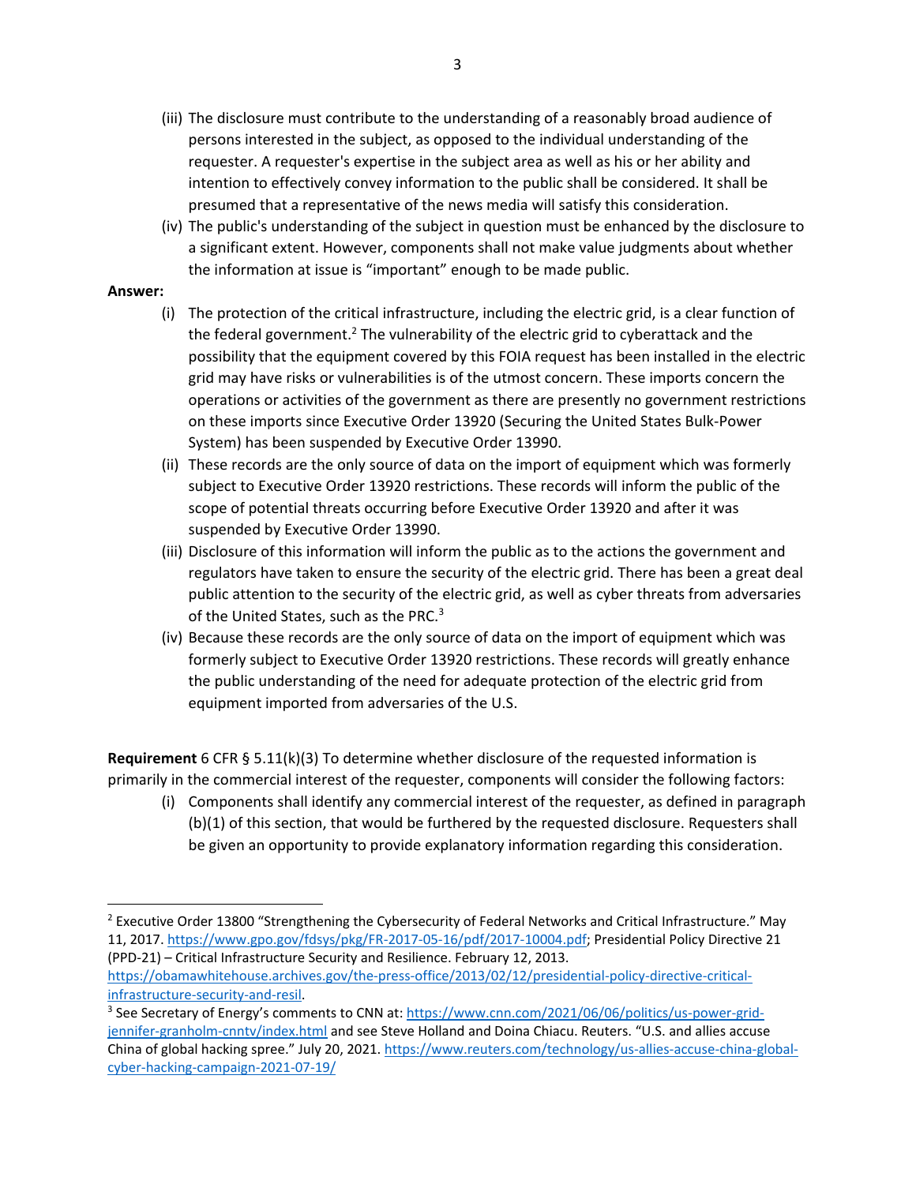(iii) The disclosure must contribute to the understanding of a reasonably broad audience of persons interested in the subject, as opposed to the individual understanding of the requester. A requester's expertise in the subject area as well as his or her ability and intention to effectively convey information to the public shall be considered. It shall be presumed that a representative of the news media will satisfy this consideration.

(iv) The public's understanding of the subject in question must be enhanced by the disclosure to a significant extent. However, components shall not make value judgments about whether the information at issue is "important" enough to be made public.

**Answer:**

(i) The protection of the critical infrastructure, including the electric grid, is a clear function of the federal government.[2] The vulnerability of the electric grid to cyberattack and the possibility that the equipment covered by this FOIA request has been installed in the electric grid may have risks or vulnerabilities is of the utmost concern. These imports concern the operations or activities of the government as there are presently no government restrictions on these imports since Executive Order 13920 (Securing the United States Bulk-Power System) has been suspended by Executive Order 13990.

(ii) These records are the only source of data on the import of equipment which was formerly subject to Executive Order 13920 restrictions. These records will inform the public of the scope of potential threats occurring before Executive Order 13920 and after it was suspended by Executive Order 13990.

(iii) Disclosure of this information will inform the public as to the actions the government and regulators have taken to ensure the security of the electric grid. There has been a great deal public attention to the security of the electric grid, as well as cyber threats from adversaries of the United States, such as the PRC.[3]

(iv) Because these records are the only source of data on the import of equipment which was formerly subject to Executive Order 13920 restrictions. These records will greatly enhance the public understanding of the need for adequate protection of the electric grid from equipment imported from adversaries of the U.S.

**Requirement** 6 CFR § 5.11(k)(3) To determine whether disclosure of the requested information is primarily in the commercial interest of the requester, components will consider the following factors:

(i) Components shall identify any commercial interest of the requester, as defined in paragraph (b)(1) of this section, that would be furthered by the requested disclosure. Requesters shall be given an opportunity to provide explanatory information regarding this consideration.

---

[2] Executive Order 13800 "Strengthening the Cybersecurity of Federal Networks and Critical Infrastructure." May 11, 2017. https://www.gpo.gov/fdsys/pkg/FR-2017-05-16/pdf/2017-10004.pdf; Presidential Policy Directive 21 (PPD-21) – Critical Infrastructure Security and Resilience. February 12, 2013. https://obamawhitehouse.archives.gov/the-press-office/2013/02/12/presidential-policy-directive-critical-infrastructure-security-and-resil.

[3] See Secretary of Energy's comments to CNN at: https://www.cnn.com/2021/06/06/politics/us-power-grid-jennifer-granholm-cnntv/index.html and see Steve Holland and Doina Chiacu. Reuters. "U.S. and allies accuse China of global hacking spree." July 20, 2021. https://www.reuters.com/technology/us-allies-accuse-china-global-cyber-hacking-campaign-2021-07-19/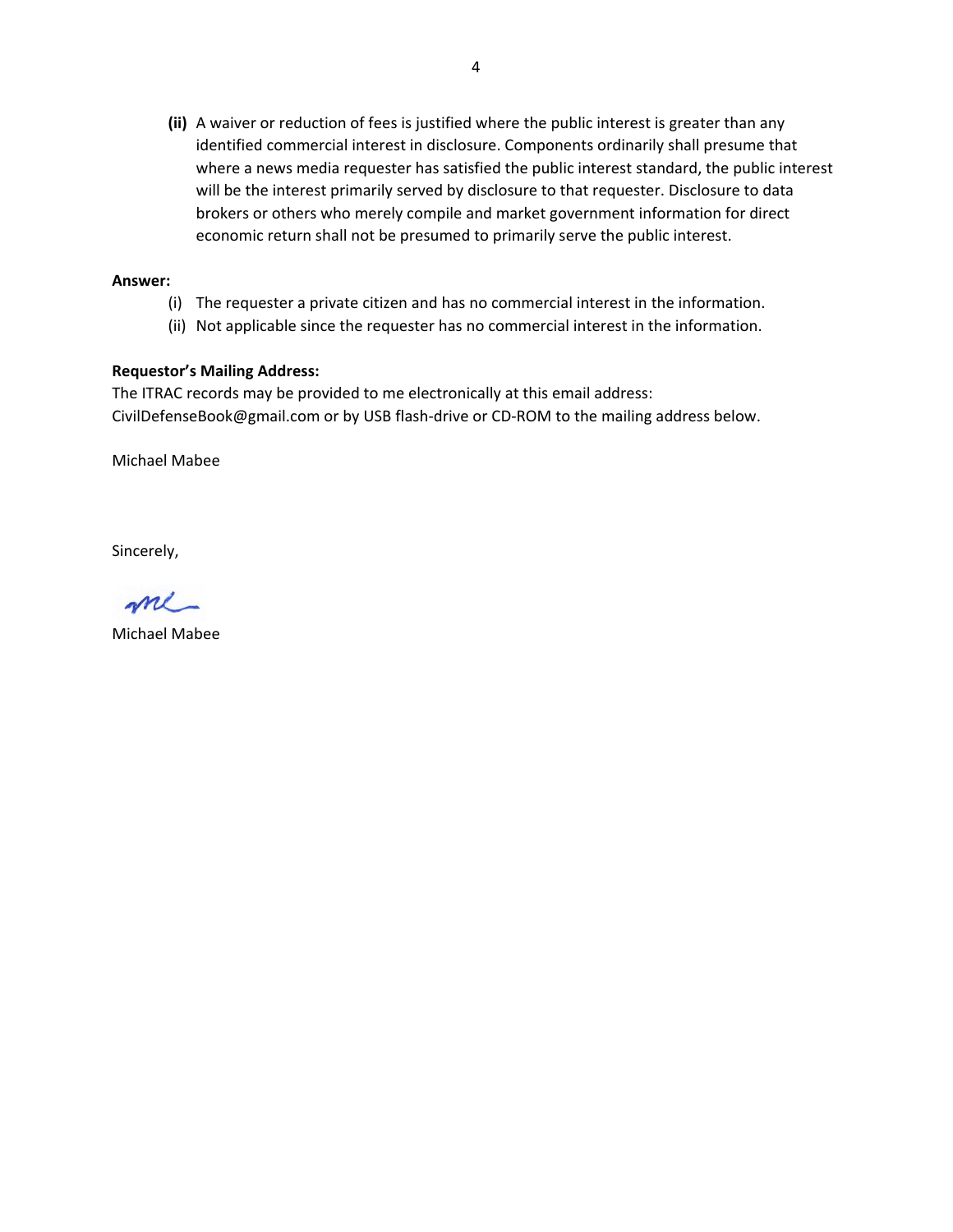**(ii)** A waiver or reduction of fees is justified where the public interest is greater than any identified commercial interest in disclosure. Components ordinarily shall presume that where a news media requester has satisfied the public interest standard, the public interest will be the interest primarily served by disclosure to that requester. Disclosure to data brokers or others who merely compile and market government information for direct economic return shall not be presumed to primarily serve the public interest.

**Answer:**

(i) The requester a private citizen and has no commercial interest in the information.
(ii) Not applicable since the requester has no commercial interest in the information.

**Requestor's Mailing Address:**

The ITRAC records may be provided to me electronically at this email address: CivilDefenseBook@gmail.com or by USB flash-drive or CD-ROM to the mailing address below.

Michael Mabee

Sincerely,

Michael Mabee